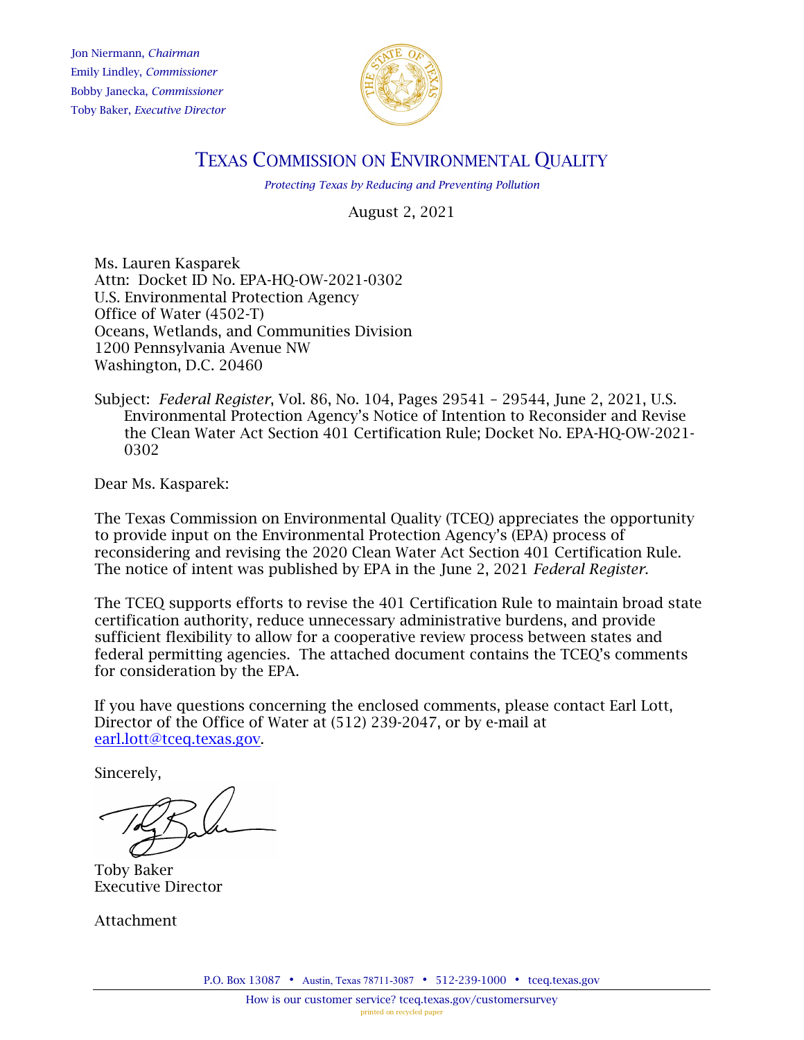Jon Niermann, *Chairman*
Emily Lindley, *Commissioner*
Bobby Janecka, *Commissioner*
Toby Baker, *Executive Director*

# TEXAS COMMISSION ON ENVIRONMENTAL QUALITY

*Protecting Texas by Reducing and Preventing Pollution*

August 2, 2021

Ms. Lauren Kasparek
Attn: Docket ID No. EPA-HQ-OW-2021-0302
U.S. Environmental Protection Agency
Office of Water (4502-T)
Oceans, Wetlands, and Communities Division
1200 Pennsylvania Avenue NW
Washington, D.C. 20460

Subject: *Federal Register*, Vol. 86, No. 104, Pages 29541 – 29544, June 2, 2021, U.S. Environmental Protection Agency's Notice of Intention to Reconsider and Revise the Clean Water Act Section 401 Certification Rule; Docket No. EPA-HQ-OW-2021-0302

Dear Ms. Kasparek:

The Texas Commission on Environmental Quality (TCEQ) appreciates the opportunity to provide input on the Environmental Protection Agency's (EPA) process of reconsidering and revising the 2020 Clean Water Act Section 401 Certification Rule. The notice of intent was published by EPA in the June 2, 2021 *Federal Register*.

The TCEQ supports efforts to revise the 401 Certification Rule to maintain broad state certification authority, reduce unnecessary administrative burdens, and provide sufficient flexibility to allow for a cooperative review process between states and federal permitting agencies. The attached document contains the TCEQ's comments for consideration by the EPA.

If you have questions concerning the enclosed comments, please contact Earl Lott, Director of the Office of Water at (512) 239-2047, or by e-mail at earl.lott@tceq.texas.gov.

Sincerely,

Toby Baker
Executive Director

Attachment

P.O. Box 13087 • Austin, Texas 78711-3087 • 512-239-1000 • tceq.texas.gov

How is our customer service? tceq.texas.gov/customersurvey

printed on recycled paper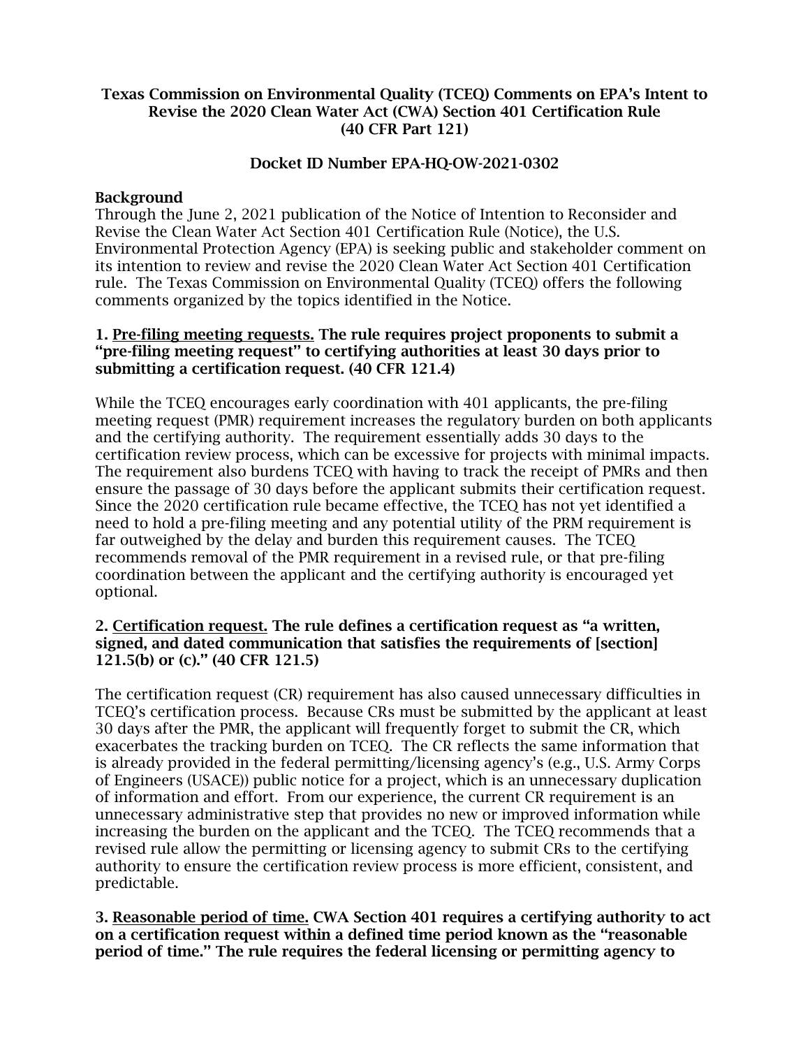**Texas Commission on Environmental Quality (TCEQ) Comments on EPA's Intent to Revise the 2020 Clean Water Act (CWA) Section 401 Certification Rule (40 CFR Part 121)**

**Docket ID Number EPA-HQ-OW-2021-0302**

**Background**

Through the June 2, 2021 publication of the Notice of Intention to Reconsider and Revise the Clean Water Act Section 401 Certification Rule (Notice), the U.S. Environmental Protection Agency (EPA) is seeking public and stakeholder comment on its intention to review and revise the 2020 Clean Water Act Section 401 Certification rule. The Texas Commission on Environmental Quality (TCEQ) offers the following comments organized by the topics identified in the Notice.

**1. Pre-filing meeting requests. The rule requires project proponents to submit a "pre-filing meeting request" to certifying authorities at least 30 days prior to submitting a certification request. (40 CFR 121.4)**

While the TCEQ encourages early coordination with 401 applicants, the pre-filing meeting request (PMR) requirement increases the regulatory burden on both applicants and the certifying authority. The requirement essentially adds 30 days to the certification review process, which can be excessive for projects with minimal impacts. The requirement also burdens TCEQ with having to track the receipt of PMRs and then ensure the passage of 30 days before the applicant submits their certification request. Since the 2020 certification rule became effective, the TCEQ has not yet identified a need to hold a pre-filing meeting and any potential utility of the PRM requirement is far outweighed by the delay and burden this requirement causes. The TCEQ recommends removal of the PMR requirement in a revised rule, or that pre-filing coordination between the applicant and the certifying authority is encouraged yet optional.

**2. Certification request. The rule defines a certification request as "a written, signed, and dated communication that satisfies the requirements of [section] 121.5(b) or (c)." (40 CFR 121.5)**

The certification request (CR) requirement has also caused unnecessary difficulties in TCEQ's certification process. Because CRs must be submitted by the applicant at least 30 days after the PMR, the applicant will frequently forget to submit the CR, which exacerbates the tracking burden on TCEQ. The CR reflects the same information that is already provided in the federal permitting/licensing agency's (e.g., U.S. Army Corps of Engineers (USACE)) public notice for a project, which is an unnecessary duplication of information and effort. From our experience, the current CR requirement is an unnecessary administrative step that provides no new or improved information while increasing the burden on the applicant and the TCEQ. The TCEQ recommends that a revised rule allow the permitting or licensing agency to submit CRs to the certifying authority to ensure the certification review process is more efficient, consistent, and predictable.

**3. Reasonable period of time. CWA Section 401 requires a certifying authority to act on a certification request within a defined time period known as the "reasonable period of time." The rule requires the federal licensing or permitting agency to**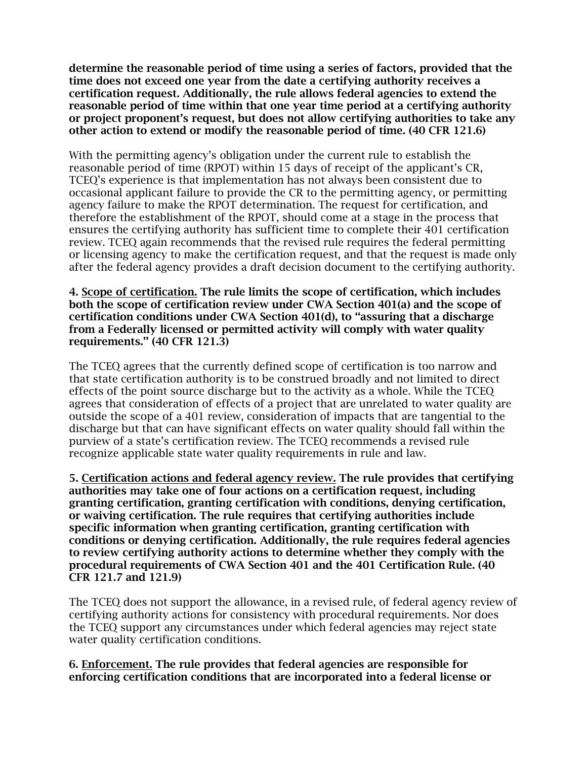**determine the reasonable period of time using a series of factors, provided that the time does not exceed one year from the date a certifying authority receives a certification request. Additionally, the rule allows federal agencies to extend the reasonable period of time within that one year time period at a certifying authority or project proponent's request, but does not allow certifying authorities to take any other action to extend or modify the reasonable period of time. (40 CFR 121.6)**

With the permitting agency's obligation under the current rule to establish the reasonable period of time (RPOT) within 15 days of receipt of the applicant's CR, TCEQ's experience is that implementation has not always been consistent due to occasional applicant failure to provide the CR to the permitting agency, or permitting agency failure to make the RPOT determination. The request for certification, and therefore the establishment of the RPOT, should come at a stage in the process that ensures the certifying authority has sufficient time to complete their 401 certification review. TCEQ again recommends that the revised rule requires the federal permitting or licensing agency to make the certification request, and that the request is made only after the federal agency provides a draft decision document to the certifying authority.

**4. <u>Scope of certification.</u> The rule limits the scope of certification, which includes both the scope of certification review under CWA Section 401(a) and the scope of certification conditions under CWA Section 401(d), to "assuring that a discharge from a Federally licensed or permitted activity will comply with water quality requirements." (40 CFR 121.3)**

The TCEQ agrees that the currently defined scope of certification is too narrow and that state certification authority is to be construed broadly and not limited to direct effects of the point source discharge but to the activity as a whole. While the TCEQ agrees that consideration of effects of a project that are unrelated to water quality are outside the scope of a 401 review, consideration of impacts that are tangential to the discharge but that can have significant effects on water quality should fall within the purview of a state's certification review. The TCEQ recommends a revised rule recognize applicable state water quality requirements in rule and law.

**5. <u>Certification actions and federal agency review.</u> The rule provides that certifying authorities may take one of four actions on a certification request, including granting certification, granting certification with conditions, denying certification, or waiving certification. The rule requires that certifying authorities include specific information when granting certification, granting certification with conditions or denying certification. Additionally, the rule requires federal agencies to review certifying authority actions to determine whether they comply with the procedural requirements of CWA Section 401 and the 401 Certification Rule. (40 CFR 121.7 and 121.9)**

The TCEQ does not support the allowance, in a revised rule, of federal agency review of certifying authority actions for consistency with procedural requirements. Nor does the TCEQ support any circumstances under which federal agencies may reject state water quality certification conditions.

**6. <u>Enforcement.</u> The rule provides that federal agencies are responsible for enforcing certification conditions that are incorporated into a federal license or**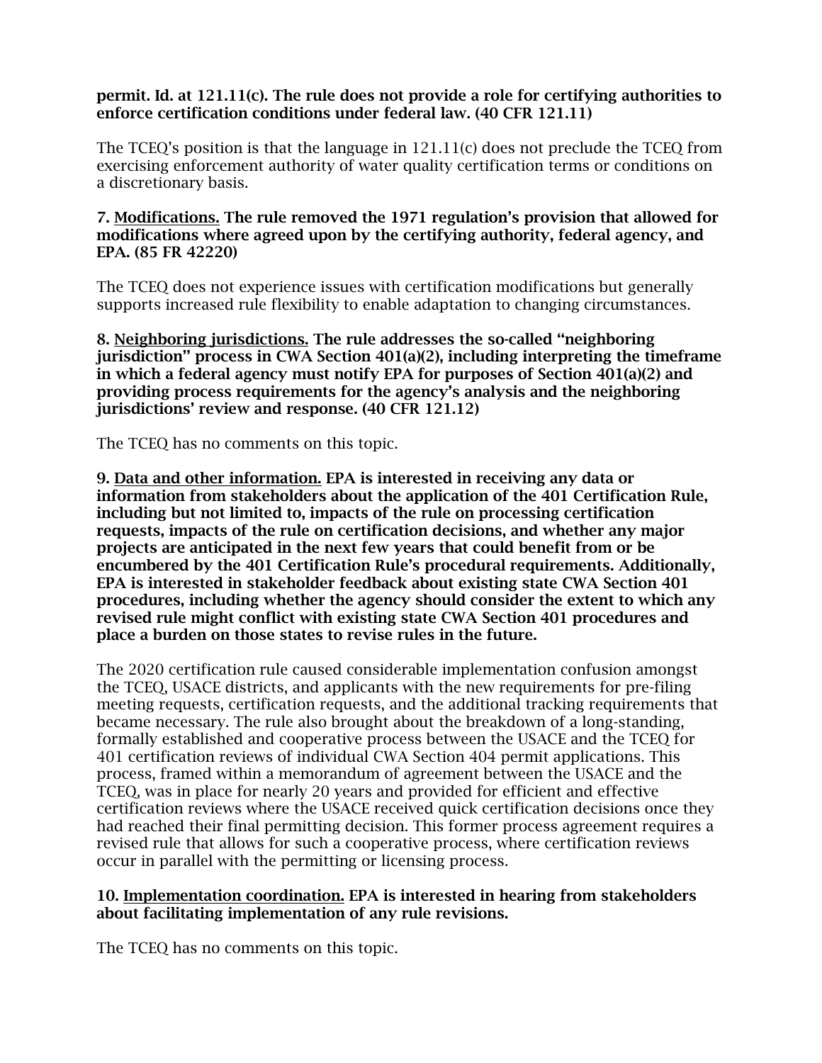**permit. Id. at 121.11(c). The rule does not provide a role for certifying authorities to enforce certification conditions under federal law. (40 CFR 121.11)**

The TCEQ's position is that the language in 121.11(c) does not preclude the TCEQ from exercising enforcement authority of water quality certification terms or conditions on a discretionary basis.

**7. <u>Modifications.</u> The rule removed the 1971 regulation's provision that allowed for modifications where agreed upon by the certifying authority, federal agency, and EPA. (85 FR 42220)**

The TCEQ does not experience issues with certification modifications but generally supports increased rule flexibility to enable adaptation to changing circumstances.

**8. <u>Neighboring jurisdictions.</u> The rule addresses the so-called "neighboring jurisdiction" process in CWA Section 401(a)(2), including interpreting the timeframe in which a federal agency must notify EPA for purposes of Section 401(a)(2) and providing process requirements for the agency's analysis and the neighboring jurisdictions' review and response. (40 CFR 121.12)**

The TCEQ has no comments on this topic.

**9. <u>Data and other information.</u> EPA is interested in receiving any data or information from stakeholders about the application of the 401 Certification Rule, including but not limited to, impacts of the rule on processing certification requests, impacts of the rule on certification decisions, and whether any major projects are anticipated in the next few years that could benefit from or be encumbered by the 401 Certification Rule's procedural requirements. Additionally, EPA is interested in stakeholder feedback about existing state CWA Section 401 procedures, including whether the agency should consider the extent to which any revised rule might conflict with existing state CWA Section 401 procedures and place a burden on those states to revise rules in the future.**

The 2020 certification rule caused considerable implementation confusion amongst the TCEQ, USACE districts, and applicants with the new requirements for pre-filing meeting requests, certification requests, and the additional tracking requirements that became necessary. The rule also brought about the breakdown of a long-standing, formally established and cooperative process between the USACE and the TCEQ for 401 certification reviews of individual CWA Section 404 permit applications. This process, framed within a memorandum of agreement between the USACE and the TCEQ, was in place for nearly 20 years and provided for efficient and effective certification reviews where the USACE received quick certification decisions once they had reached their final permitting decision. This former process agreement requires a revised rule that allows for such a cooperative process, where certification reviews occur in parallel with the permitting or licensing process.

**10. <u>Implementation coordination.</u> EPA is interested in hearing from stakeholders about facilitating implementation of any rule revisions.**

The TCEQ has no comments on this topic.